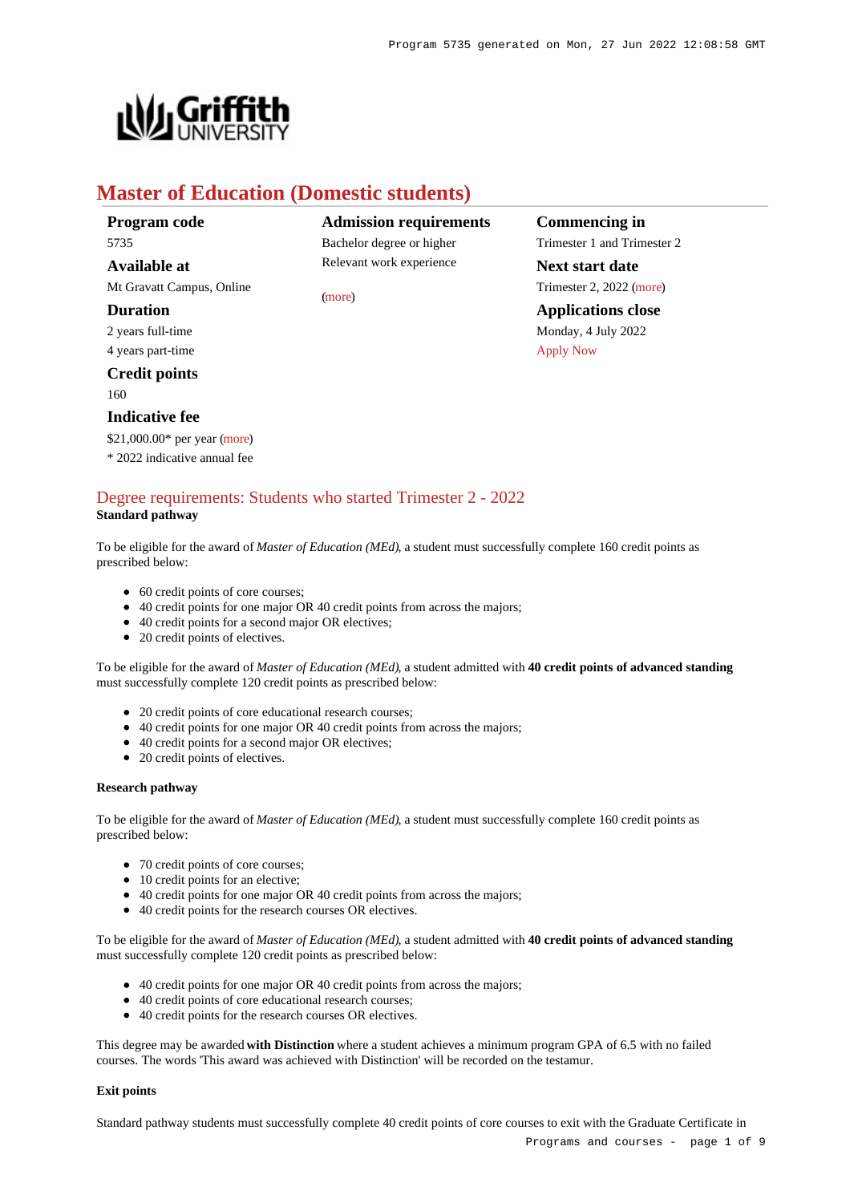# Master of Education (Domestic students)

**Program code**
5735

**Available at**
Mt Gravatt Campus, Online

**Duration**
2 years full-time
4 years part-time

**Credit points**
160

**Indicative fee**
$21,000.00* per year (more)
* 2022 indicative annual fee

**Admission requirements**
Bachelor degree or higher
Relevant work experience

(more)

**Commencing in**
Trimester 1 and Trimester 2

**Next start date**
Trimester 2, 2022 (more)

**Applications close**
Monday, 4 July 2022
Apply Now

## Degree requirements: Students who started Trimester 2 - 2022

**Standard pathway**

To be eligible for the award of *Master of Education (MEd)*, a student must successfully complete 160 credit points as prescribed below:

- 60 credit points of core courses;
- 40 credit points for one major OR 40 credit points from across the majors;
- 40 credit points for a second major OR electives;
- 20 credit points of electives.

To be eligible for the award of *Master of Education (MEd)*, a student admitted with **40 credit points of advanced standing** must successfully complete 120 credit points as prescribed below:

- 20 credit points of core educational research courses;
- 40 credit points for one major OR 40 credit points from across the majors;
- 40 credit points for a second major OR electives;
- 20 credit points of electives.

**Research pathway**

To be eligible for the award of *Master of Education (MEd)*, a student must successfully complete 160 credit points as prescribed below:

- 70 credit points of core courses;
- 10 credit points for an elective;
- 40 credit points for one major OR 40 credit points from across the majors;
- 40 credit points for the research courses OR electives.

To be eligible for the award of *Master of Education (MEd)*, a student admitted with **40 credit points of advanced standing** must successfully complete 120 credit points as prescribed below:

- 40 credit points for one major OR 40 credit points from across the majors;
- 40 credit points of core educational research courses;
- 40 credit points for the research courses OR electives.

This degree may be awarded **with Distinction** where a student achieves a minimum program GPA of 6.5 with no failed courses. The words 'This award was achieved with Distinction' will be recorded on the testamur.

**Exit points**

Standard pathway students must successfully complete 40 credit points of core courses to exit with the Graduate Certificate in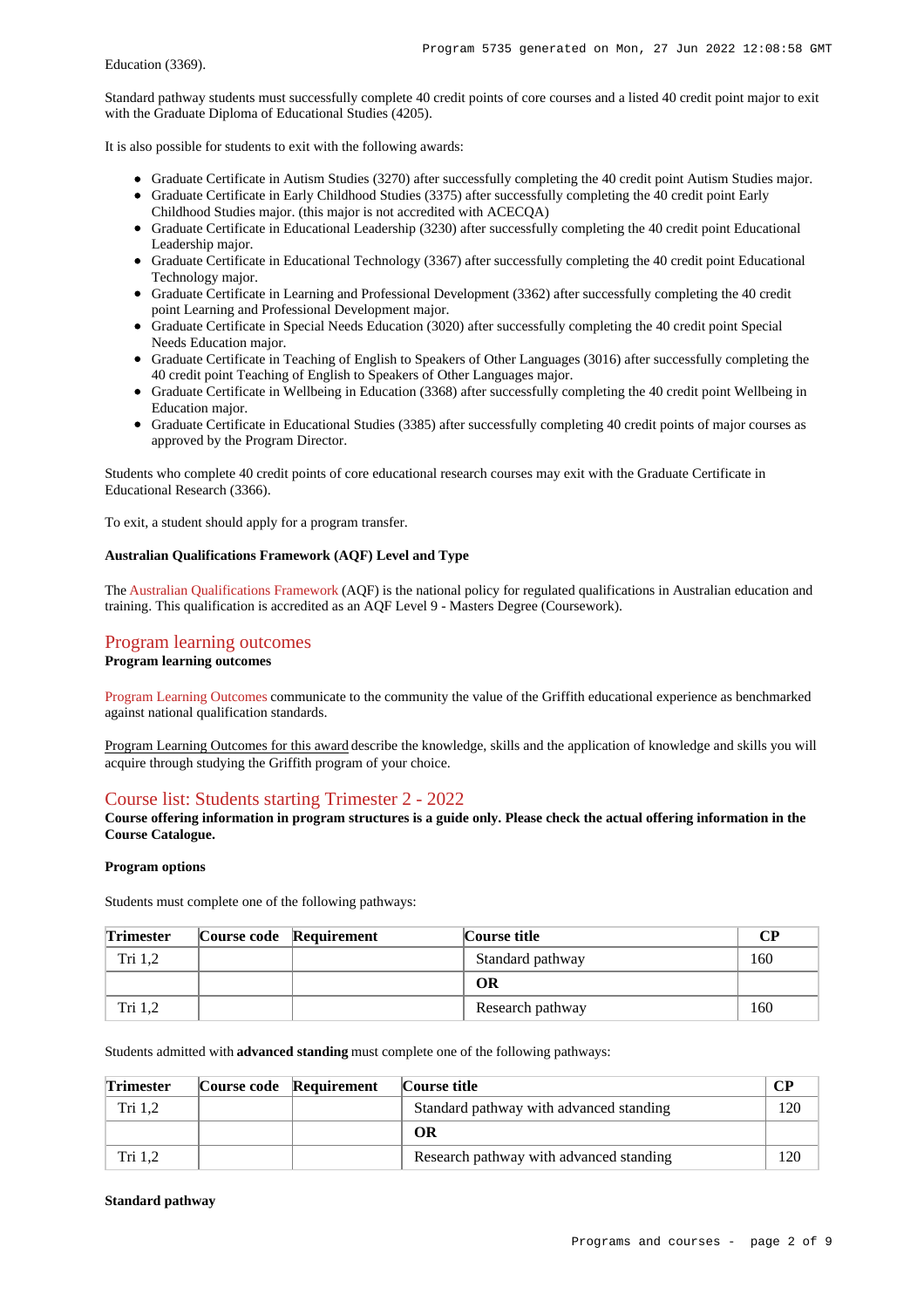Education (3369).

Standard pathway students must successfully complete 40 credit points of core courses and a listed 40 credit point major to exit with the Graduate Diploma of Educational Studies (4205).

It is also possible for students to exit with the following awards:

- Graduate Certificate in Autism Studies (3270) after successfully completing the 40 credit point Autism Studies major.
- Graduate Certificate in Early Childhood Studies (3375) after successfully completing the 40 credit point Early Childhood Studies major. (this major is not accredited with ACECQA)
- Graduate Certificate in Educational Leadership (3230) after successfully completing the 40 credit point Educational Leadership major.
- Graduate Certificate in Educational Technology (3367) after successfully completing the 40 credit point Educational Technology major.
- Graduate Certificate in Learning and Professional Development (3362) after successfully completing the 40 credit point Learning and Professional Development major.
- Graduate Certificate in Special Needs Education (3020) after successfully completing the 40 credit point Special Needs Education major.
- Graduate Certificate in Teaching of English to Speakers of Other Languages (3016) after successfully completing the 40 credit point Teaching of English to Speakers of Other Languages major.
- Graduate Certificate in Wellbeing in Education (3368) after successfully completing the 40 credit point Wellbeing in Education major.
- Graduate Certificate in Educational Studies (3385) after successfully completing 40 credit points of major courses as approved by the Program Director.

Students who complete 40 credit points of core educational research courses may exit with the Graduate Certificate in Educational Research (3366).

To exit, a student should apply for a program transfer.

**Australian Qualifications Framework (AQF) Level and Type**

The Australian Qualifications Framework (AQF) is the national policy for regulated qualifications in Australian education and training. This qualification is accredited as an AQF Level 9 - Masters Degree (Coursework).

## Program learning outcomes

**Program learning outcomes**

Program Learning Outcomes communicate to the community the value of the Griffith educational experience as benchmarked against national qualification standards.

Program Learning Outcomes for this award describe the knowledge, skills and the application of knowledge and skills you will acquire through studying the Griffith program of your choice.

## Course list: Students starting Trimester 2 - 2022

**Course offering information in program structures is a guide only. Please check the actual offering information in the Course Catalogue.**

**Program options**

Students must complete one of the following pathways:

| Trimester | Course code | Requirement | Course title | CP |
|---|---|---|---|---|
| Tri 1,2 | | | Standard pathway | 160 |
| | | | **OR** | |
| Tri 1,2 | | | Research pathway | 160 |

Students admitted with **advanced standing** must complete one of the following pathways:

| Trimester | Course code | Requirement | Course title | CP |
|---|---|---|---|---|
| Tri 1,2 | | | Standard pathway with advanced standing | 120 |
| | | | **OR** | |
| Tri 1,2 | | | Research pathway with advanced standing | 120 |

**Standard pathway**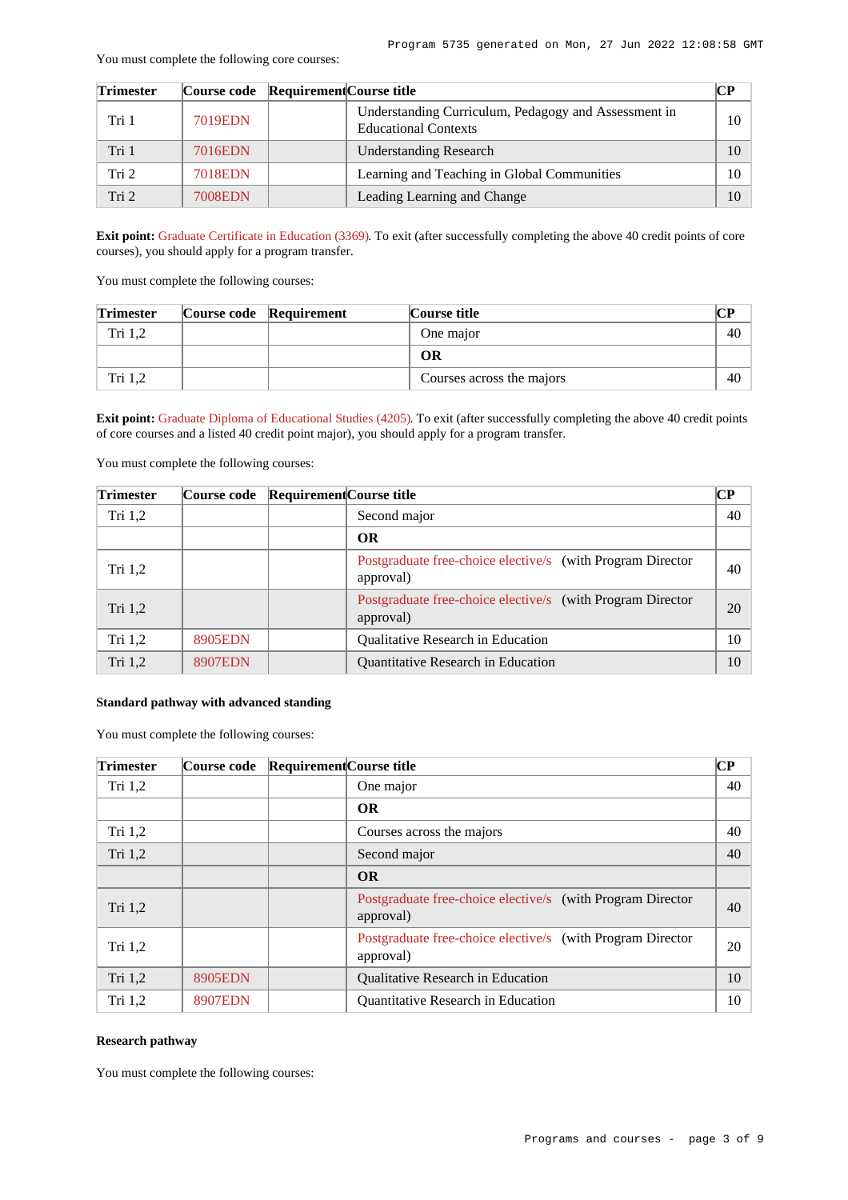You must complete the following core courses:

| Trimester | Course code | Requirement | Course title | CP |
|---|---|---|---|---|
| Tri 1 | 7019EDN | | Understanding Curriculum, Pedagogy and Assessment in Educational Contexts | 10 |
| Tri 1 | 7016EDN | | Understanding Research | 10 |
| Tri 2 | 7018EDN | | Learning and Teaching in Global Communities | 10 |
| Tri 2 | 7008EDN | | Leading Learning and Change | 10 |

**Exit point:** Graduate Certificate in Education (3369). To exit (after successfully completing the above 40 credit points of core courses), you should apply for a program transfer.

You must complete the following courses:

| Trimester | Course code | Requirement | Course title | CP |
|---|---|---|---|---|
| Tri 1,2 | | | One major | 40 |
| | | | **OR** | |
| Tri 1,2 | | | Courses across the majors | 40 |

**Exit point:** Graduate Diploma of Educational Studies (4205). To exit (after successfully completing the above 40 credit points of core courses and a listed 40 credit point major), you should apply for a program transfer.

You must complete the following courses:

| Trimester | Course code | Requirement | Course title | CP |
|---|---|---|---|---|
| Tri 1,2 | | | Second major | 40 |
| | | | **OR** | |
| Tri 1,2 | | | Postgraduate free-choice elective/s (with Program Director approval) | 40 |
| Tri 1,2 | | | Postgraduate free-choice elective/s (with Program Director approval) | 20 |
| Tri 1,2 | 8905EDN | | Qualitative Research in Education | 10 |
| Tri 1,2 | 8907EDN | | Quantitative Research in Education | 10 |

**Standard pathway with advanced standing**

You must complete the following courses:

| Trimester | Course code | Requirement | Course title | CP |
|---|---|---|---|---|
| Tri 1,2 | | | One major | 40 |
| | | | **OR** | |
| Tri 1,2 | | | Courses across the majors | 40 |
| Tri 1,2 | | | Second major | 40 |
| | | | **OR** | |
| Tri 1,2 | | | Postgraduate free-choice elective/s (with Program Director approval) | 40 |
| Tri 1,2 | | | Postgraduate free-choice elective/s (with Program Director approval) | 20 |
| Tri 1,2 | 8905EDN | | Qualitative Research in Education | 10 |
| Tri 1,2 | 8907EDN | | Quantitative Research in Education | 10 |

**Research pathway**

You must complete the following courses: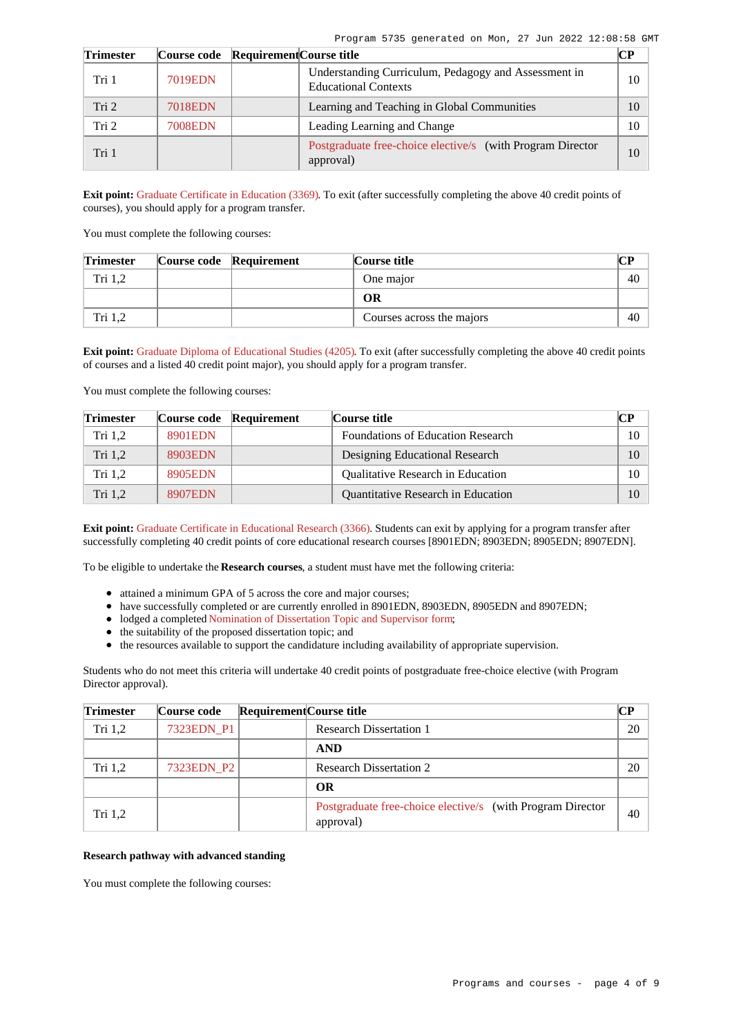| Trimester | Course code | Requirement | Course title | CP |
|---|---|---|---|---|
| Tri 1 | 7019EDN | | Understanding Curriculum, Pedagogy and Assessment in Educational Contexts | 10 |
| Tri 2 | 7018EDN | | Learning and Teaching in Global Communities | 10 |
| Tri 2 | 7008EDN | | Leading Learning and Change | 10 |
| Tri 1 | | | Postgraduate free-choice elective/s (with Program Director approval) | 10 |

**Exit point:** Graduate Certificate in Education (3369). To exit (after successfully completing the above 40 credit points of courses), you should apply for a program transfer.

You must complete the following courses:

| Trimester | Course code | Requirement | Course title | CP |
|---|---|---|---|---|
| Tri 1,2 | | | One major | 40 |
| | | | **OR** | |
| Tri 1,2 | | | Courses across the majors | 40 |

**Exit point:** Graduate Diploma of Educational Studies (4205). To exit (after successfully completing the above 40 credit points of courses and a listed 40 credit point major), you should apply for a program transfer.

You must complete the following courses:

| Trimester | Course code | Requirement | Course title | CP |
|---|---|---|---|---|
| Tri 1,2 | 8901EDN | | Foundations of Education Research | 10 |
| Tri 1,2 | 8903EDN | | Designing Educational Research | 10 |
| Tri 1,2 | 8905EDN | | Qualitative Research in Education | 10 |
| Tri 1,2 | 8907EDN | | Quantitative Research in Education | 10 |

**Exit point:** Graduate Certificate in Educational Research (3366). Students can exit by applying for a program transfer after successfully completing 40 credit points of core educational research courses [8901EDN; 8903EDN; 8905EDN; 8907EDN].

To be eligible to undertake the **Research courses**, a student must have met the following criteria:

- attained a minimum GPA of 5 across the core and major courses;
- have successfully completed or are currently enrolled in 8901EDN, 8903EDN, 8905EDN and 8907EDN;
- lodged a completed Nomination of Dissertation Topic and Supervisor form;
- the suitability of the proposed dissertation topic; and
- the resources available to support the candidature including availability of appropriate supervision.

Students who do not meet this criteria will undertake 40 credit points of postgraduate free-choice elective (with Program Director approval).

| Trimester | Course code | Requirement | Course title | CP |
|---|---|---|---|---|
| Tri 1,2 | 7323EDN_P1 | | Research Dissertation 1 | 20 |
| | | | **AND** | |
| Tri 1,2 | 7323EDN_P2 | | Research Dissertation 2 | 20 |
| | | | **OR** | |
| Tri 1,2 | | | Postgraduate free-choice elective/s (with Program Director approval) | 40 |

**Research pathway with advanced standing**

You must complete the following courses: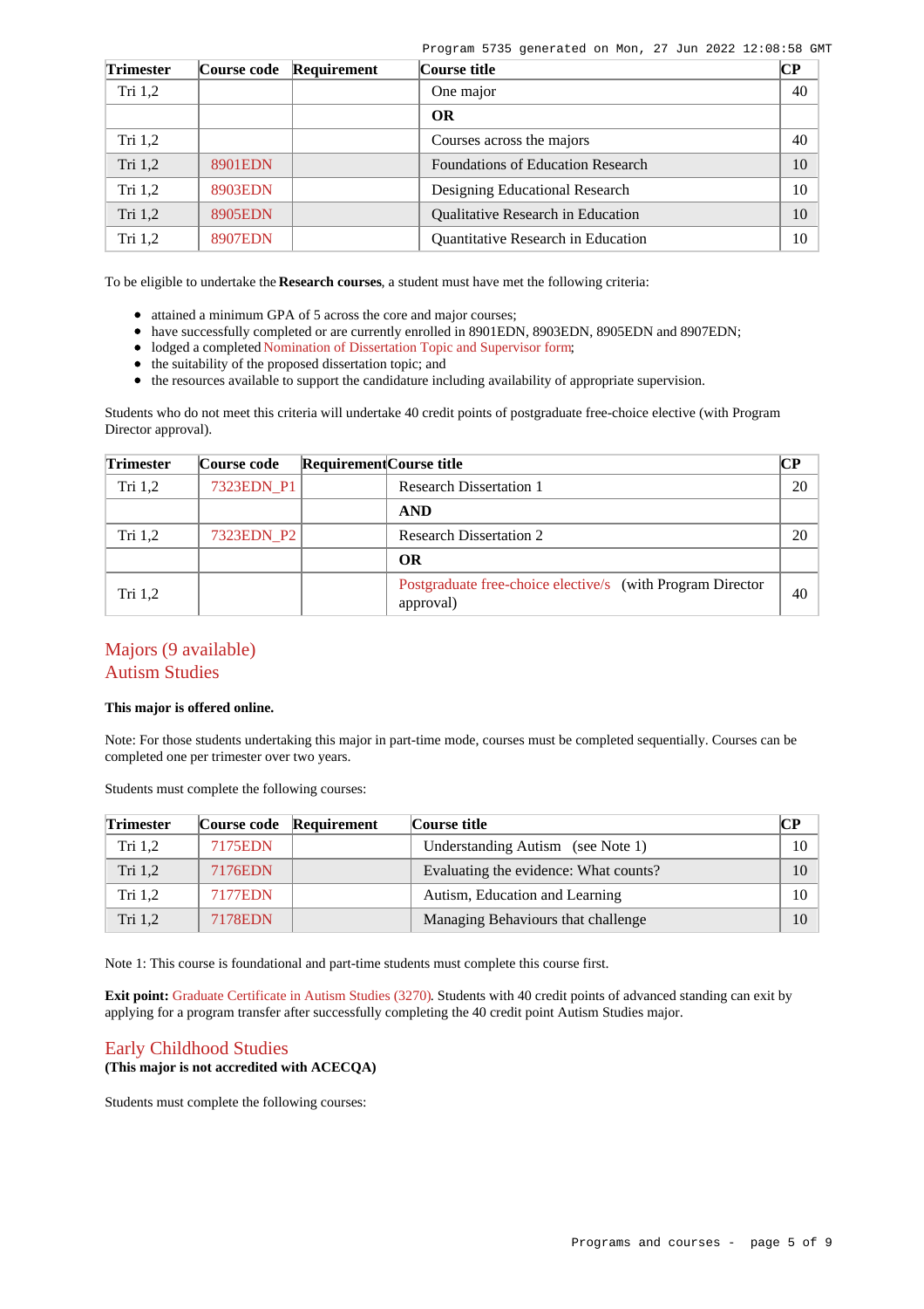| Trimester | Course code | Requirement | Course title | CP |
| --- | --- | --- | --- | --- |
| Tri 1,2 | | | One major | 40 |
| | | | **OR** | |
| Tri 1,2 | | | Courses across the majors | 40 |
| Tri 1,2 | 8901EDN | | Foundations of Education Research | 10 |
| Tri 1,2 | 8903EDN | | Designing Educational Research | 10 |
| Tri 1,2 | 8905EDN | | Qualitative Research in Education | 10 |
| Tri 1,2 | 8907EDN | | Quantitative Research in Education | 10 |

To be eligible to undertake the **Research courses**, a student must have met the following criteria:

- attained a minimum GPA of 5 across the core and major courses;
- have successfully completed or are currently enrolled in 8901EDN, 8903EDN, 8905EDN and 8907EDN;
- lodged a completed Nomination of Dissertation Topic and Supervisor form;
- the suitability of the proposed dissertation topic; and
- the resources available to support the candidature including availability of appropriate supervision.

Students who do not meet this criteria will undertake 40 credit points of postgraduate free-choice elective (with Program Director approval).

| Trimester | Course code | Requirement | Course title | CP |
| --- | --- | --- | --- | --- |
| Tri 1,2 | 7323EDN_P1 | | Research Dissertation 1 | 20 |
| | | | **AND** | |
| Tri 1,2 | 7323EDN_P2 | | Research Dissertation 2 | 20 |
| | | | **OR** | |
| Tri 1,2 | | | Postgraduate free-choice elective/s (with Program Director approval) | 40 |

## Majors (9 available)

## Autism Studies

**This major is offered online.**

Note: For those students undertaking this major in part-time mode, courses must be completed sequentially. Courses can be completed one per trimester over two years.

Students must complete the following courses:

| Trimester | Course code | Requirement | Course title | CP |
| --- | --- | --- | --- | --- |
| Tri 1,2 | 7175EDN | | Understanding Autism (see Note 1) | 10 |
| Tri 1,2 | 7176EDN | | Evaluating the evidence: What counts? | 10 |
| Tri 1,2 | 7177EDN | | Autism, Education and Learning | 10 |
| Tri 1,2 | 7178EDN | | Managing Behaviours that challenge | 10 |

Note 1: This course is foundational and part-time students must complete this course first.

**Exit point:** Graduate Certificate in Autism Studies (3270). Students with 40 credit points of advanced standing can exit by applying for a program transfer after successfully completing the 40 credit point Autism Studies major.

## Early Childhood Studies

**(This major is not accredited with ACECQA)**

Students must complete the following courses: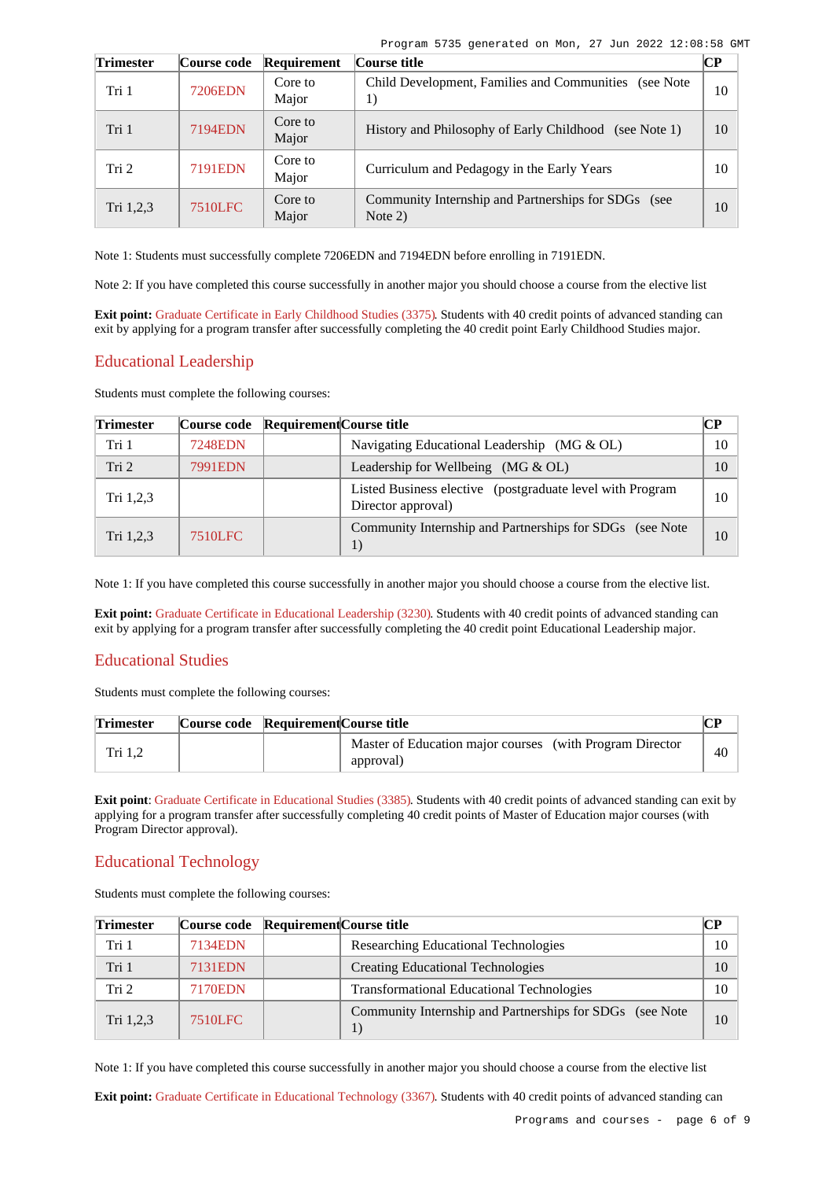| Trimester | Course code | Requirement | Course title | CP |
|---|---|---|---|---|
| Tri 1 | 7206EDN | Core to Major | Child Development, Families and Communities (see Note 1) | 10 |
| Tri 1 | 7194EDN | Core to Major | History and Philosophy of Early Childhood (see Note 1) | 10 |
| Tri 2 | 7191EDN | Core to Major | Curriculum and Pedagogy in the Early Years | 10 |
| Tri 1,2,3 | 7510LFC | Core to Major | Community Internship and Partnerships for SDGs (see Note 2) | 10 |

Note 1: Students must successfully complete 7206EDN and 7194EDN before enrolling in 7191EDN.

Note 2: If you have completed this course successfully in another major you should choose a course from the elective list

**Exit point:** Graduate Certificate in Early Childhood Studies (3375). Students with 40 credit points of advanced standing can exit by applying for a program transfer after successfully completing the 40 credit point Early Childhood Studies major.

## Educational Leadership

Students must complete the following courses:

| Trimester | Course code | Requirement | Course title | CP |
|---|---|---|---|---|
| Tri 1 | 7248EDN | | Navigating Educational Leadership (MG & OL) | 10 |
| Tri 2 | 7991EDN | | Leadership for Wellbeing (MG & OL) | 10 |
| Tri 1,2,3 | | | Listed Business elective (postgraduate level with Program Director approval) | 10 |
| Tri 1,2,3 | 7510LFC | | Community Internship and Partnerships for SDGs (see Note 1) | 10 |

Note 1: If you have completed this course successfully in another major you should choose a course from the elective list.

**Exit point:** Graduate Certificate in Educational Leadership (3230). Students with 40 credit points of advanced standing can exit by applying for a program transfer after successfully completing the 40 credit point Educational Leadership major.

## Educational Studies

Students must complete the following courses:

| Trimester | Course code | Requirement | Course title | CP |
|---|---|---|---|---|
| Tri 1,2 | | | Master of Education major courses (with Program Director approval) | 40 |

**Exit point**: Graduate Certificate in Educational Studies (3385). Students with 40 credit points of advanced standing can exit by applying for a program transfer after successfully completing 40 credit points of Master of Education major courses (with Program Director approval).

## Educational Technology

Students must complete the following courses:

| Trimester | Course code | Requirement | Course title | CP |
|---|---|---|---|---|
| Tri 1 | 7134EDN | | Researching Educational Technologies | 10 |
| Tri 1 | 7131EDN | | Creating Educational Technologies | 10 |
| Tri 2 | 7170EDN | | Transformational Educational Technologies | 10 |
| Tri 1,2,3 | 7510LFC | | Community Internship and Partnerships for SDGs (see Note 1) | 10 |

Note 1: If you have completed this course successfully in another major you should choose a course from the elective list

**Exit point:** Graduate Certificate in Educational Technology (3367). Students with 40 credit points of advanced standing can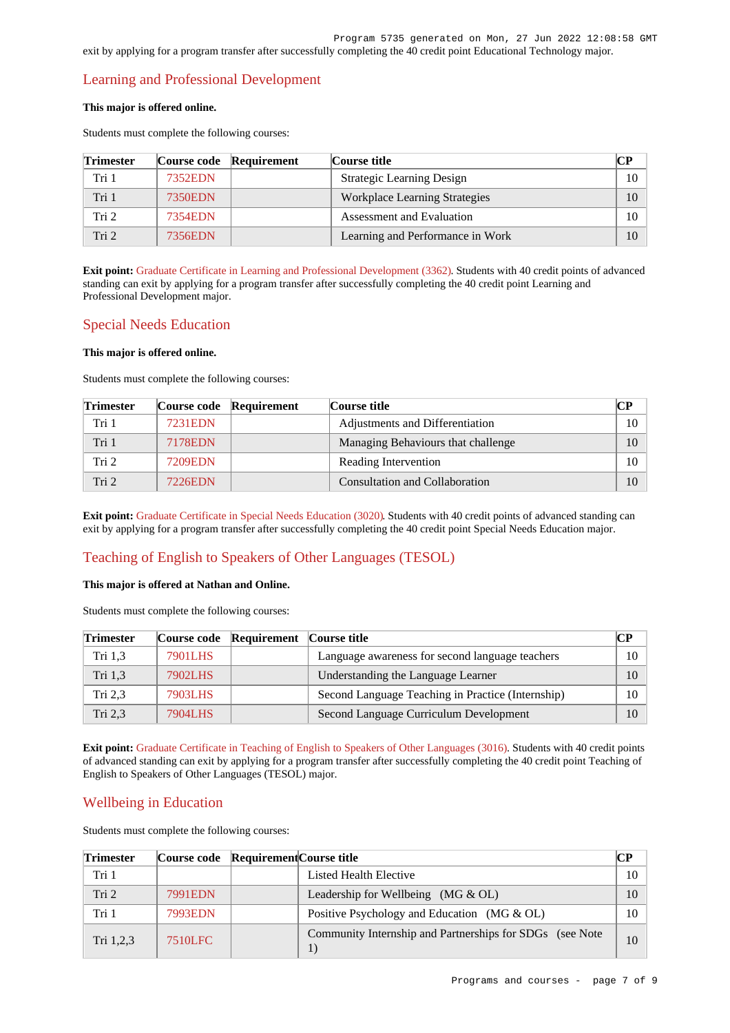exit by applying for a program transfer after successfully completing the 40 credit point Educational Technology major.

## Learning and Professional Development

**This major is offered online.**

Students must complete the following courses:

| Trimester | Course code | Requirement | Course title | CP |
|---|---|---|---|---|
| Tri 1 | 7352EDN | | Strategic Learning Design | 10 |
| Tri 1 | 7350EDN | | Workplace Learning Strategies | 10 |
| Tri 2 | 7354EDN | | Assessment and Evaluation | 10 |
| Tri 2 | 7356EDN | | Learning and Performance in Work | 10 |

**Exit point:** Graduate Certificate in Learning and Professional Development (3362). Students with 40 credit points of advanced standing can exit by applying for a program transfer after successfully completing the 40 credit point Learning and Professional Development major.

## Special Needs Education

**This major is offered online.**

Students must complete the following courses:

| Trimester | Course code | Requirement | Course title | CP |
|---|---|---|---|---|
| Tri 1 | 7231EDN | | Adjustments and Differentiation | 10 |
| Tri 1 | 7178EDN | | Managing Behaviours that challenge | 10 |
| Tri 2 | 7209EDN | | Reading Intervention | 10 |
| Tri 2 | 7226EDN | | Consultation and Collaboration | 10 |

**Exit point:** Graduate Certificate in Special Needs Education (3020). Students with 40 credit points of advanced standing can exit by applying for a program transfer after successfully completing the 40 credit point Special Needs Education major.

## Teaching of English to Speakers of Other Languages (TESOL)

**This major is offered at Nathan and Online.**

Students must complete the following courses:

| Trimester | Course code | Requirement | Course title | CP |
|---|---|---|---|---|
| Tri 1,3 | 7901LHS | | Language awareness for second language teachers | 10 |
| Tri 1,3 | 7902LHS | | Understanding the Language Learner | 10 |
| Tri 2,3 | 7903LHS | | Second Language Teaching in Practice (Internship) | 10 |
| Tri 2,3 | 7904LHS | | Second Language Curriculum Development | 10 |

**Exit point:** Graduate Certificate in Teaching of English to Speakers of Other Languages (3016). Students with 40 credit points of advanced standing can exit by applying for a program transfer after successfully completing the 40 credit point Teaching of English to Speakers of Other Languages (TESOL) major.

## Wellbeing in Education

Students must complete the following courses:

| Trimester | Course code | Requirement | Course title | CP |
|---|---|---|---|---|
| Tri 1 | | | Listed Health Elective | 10 |
| Tri 2 | 7991EDN | | Leadership for Wellbeing (MG & OL) | 10 |
| Tri 1 | 7993EDN | | Positive Psychology and Education (MG & OL) | 10 |
| Tri 1,2,3 | 7510LFC | | Community Internship and Partnerships for SDGs (see Note 1) | 10 |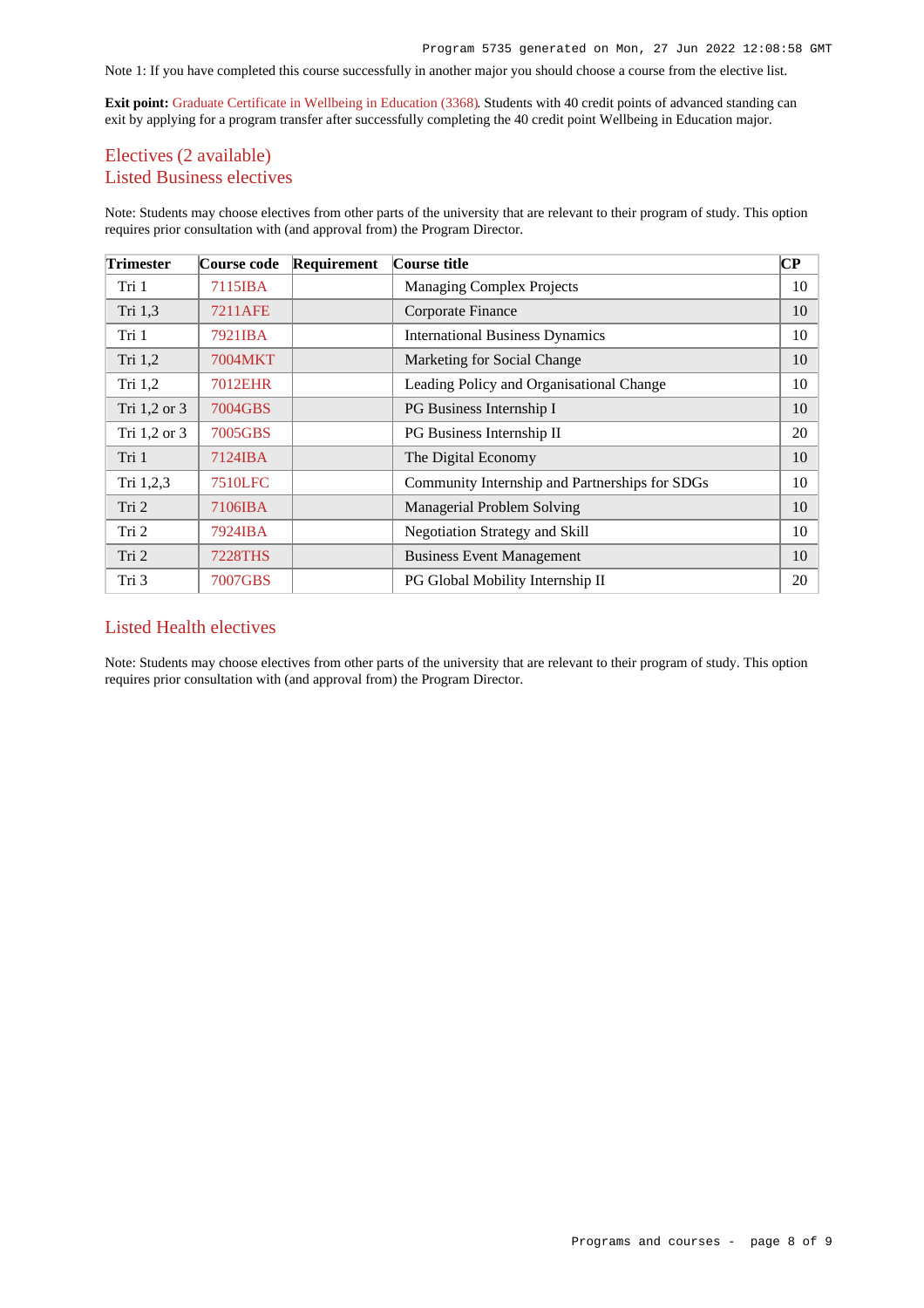Note 1: If you have completed this course successfully in another major you should choose a course from the elective list.

**Exit point:** Graduate Certificate in Wellbeing in Education (3368). Students with 40 credit points of advanced standing can exit by applying for a program transfer after successfully completing the 40 credit point Wellbeing in Education major.

## Electives (2 available)

### Listed Business electives

Note: Students may choose electives from other parts of the university that are relevant to their program of study. This option requires prior consultation with (and approval from) the Program Director.

| Trimester | Course code | Requirement | Course title | CP |
|---|---|---|---|---|
| Tri 1 | 7115IBA | | Managing Complex Projects | 10 |
| Tri 1,3 | 7211AFE | | Corporate Finance | 10 |
| Tri 1 | 7921IBA | | International Business Dynamics | 10 |
| Tri 1,2 | 7004MKT | | Marketing for Social Change | 10 |
| Tri 1,2 | 7012EHR | | Leading Policy and Organisational Change | 10 |
| Tri 1,2 or 3 | 7004GBS | | PG Business Internship I | 10 |
| Tri 1,2 or 3 | 7005GBS | | PG Business Internship II | 20 |
| Tri 1 | 7124IBA | | The Digital Economy | 10 |
| Tri 1,2,3 | 7510LFC | | Community Internship and Partnerships for SDGs | 10 |
| Tri 2 | 7106IBA | | Managerial Problem Solving | 10 |
| Tri 2 | 7924IBA | | Negotiation Strategy and Skill | 10 |
| Tri 2 | 7228THS | | Business Event Management | 10 |
| Tri 3 | 7007GBS | | PG Global Mobility Internship II | 20 |

### Listed Health electives

Note: Students may choose electives from other parts of the university that are relevant to their program of study. This option requires prior consultation with (and approval from) the Program Director.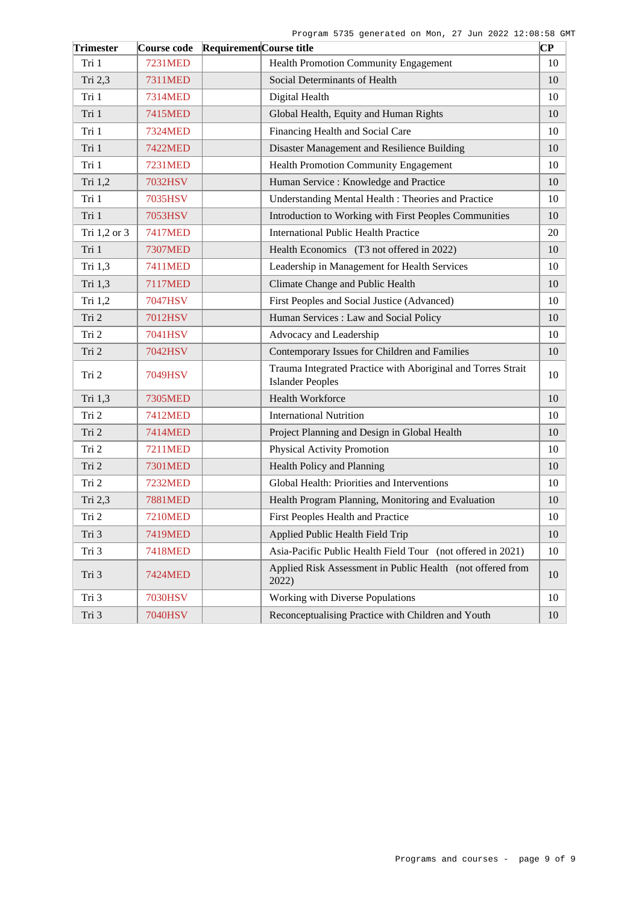| Trimester | Course code | Requirement | Course title | CP |
|---|---|---|---|---|
| Tri 1 | 7231MED | | Health Promotion Community Engagement | 10 |
| Tri 2,3 | 7311MED | | Social Determinants of Health | 10 |
| Tri 1 | 7314MED | | Digital Health | 10 |
| Tri 1 | 7415MED | | Global Health, Equity and Human Rights | 10 |
| Tri 1 | 7324MED | | Financing Health and Social Care | 10 |
| Tri 1 | 7422MED | | Disaster Management and Resilience Building | 10 |
| Tri 1 | 7231MED | | Health Promotion Community Engagement | 10 |
| Tri 1,2 | 7032HSV | | Human Service : Knowledge and Practice | 10 |
| Tri 1 | 7035HSV | | Understanding Mental Health : Theories and Practice | 10 |
| Tri 1 | 7053HSV | | Introduction to Working with First Peoples Communities | 10 |
| Tri 1,2 or 3 | 7417MED | | International Public Health Practice | 20 |
| Tri 1 | 7307MED | | Health Economics (T3 not offered in 2022) | 10 |
| Tri 1,3 | 7411MED | | Leadership in Management for Health Services | 10 |
| Tri 1,3 | 7117MED | | Climate Change and Public Health | 10 |
| Tri 1,2 | 7047HSV | | First Peoples and Social Justice (Advanced) | 10 |
| Tri 2 | 7012HSV | | Human Services : Law and Social Policy | 10 |
| Tri 2 | 7041HSV | | Advocacy and Leadership | 10 |
| Tri 2 | 7042HSV | | Contemporary Issues for Children and Families | 10 |
| Tri 2 | 7049HSV | | Trauma Integrated Practice with Aboriginal and Torres Strait Islander Peoples | 10 |
| Tri 1,3 | 7305MED | | Health Workforce | 10 |
| Tri 2 | 7412MED | | International Nutrition | 10 |
| Tri 2 | 7414MED | | Project Planning and Design in Global Health | 10 |
| Tri 2 | 7211MED | | Physical Activity Promotion | 10 |
| Tri 2 | 7301MED | | Health Policy and Planning | 10 |
| Tri 2 | 7232MED | | Global Health: Priorities and Interventions | 10 |
| Tri 2,3 | 7881MED | | Health Program Planning, Monitoring and Evaluation | 10 |
| Tri 2 | 7210MED | | First Peoples Health and Practice | 10 |
| Tri 3 | 7419MED | | Applied Public Health Field Trip | 10 |
| Tri 3 | 7418MED | | Asia-Pacific Public Health Field Tour (not offered in 2021) | 10 |
| Tri 3 | 7424MED | | Applied Risk Assessment in Public Health (not offered from 2022) | 10 |
| Tri 3 | 7030HSV | | Working with Diverse Populations | 10 |
| Tri 3 | 7040HSV | | Reconceptualising Practice with Children and Youth | 10 |